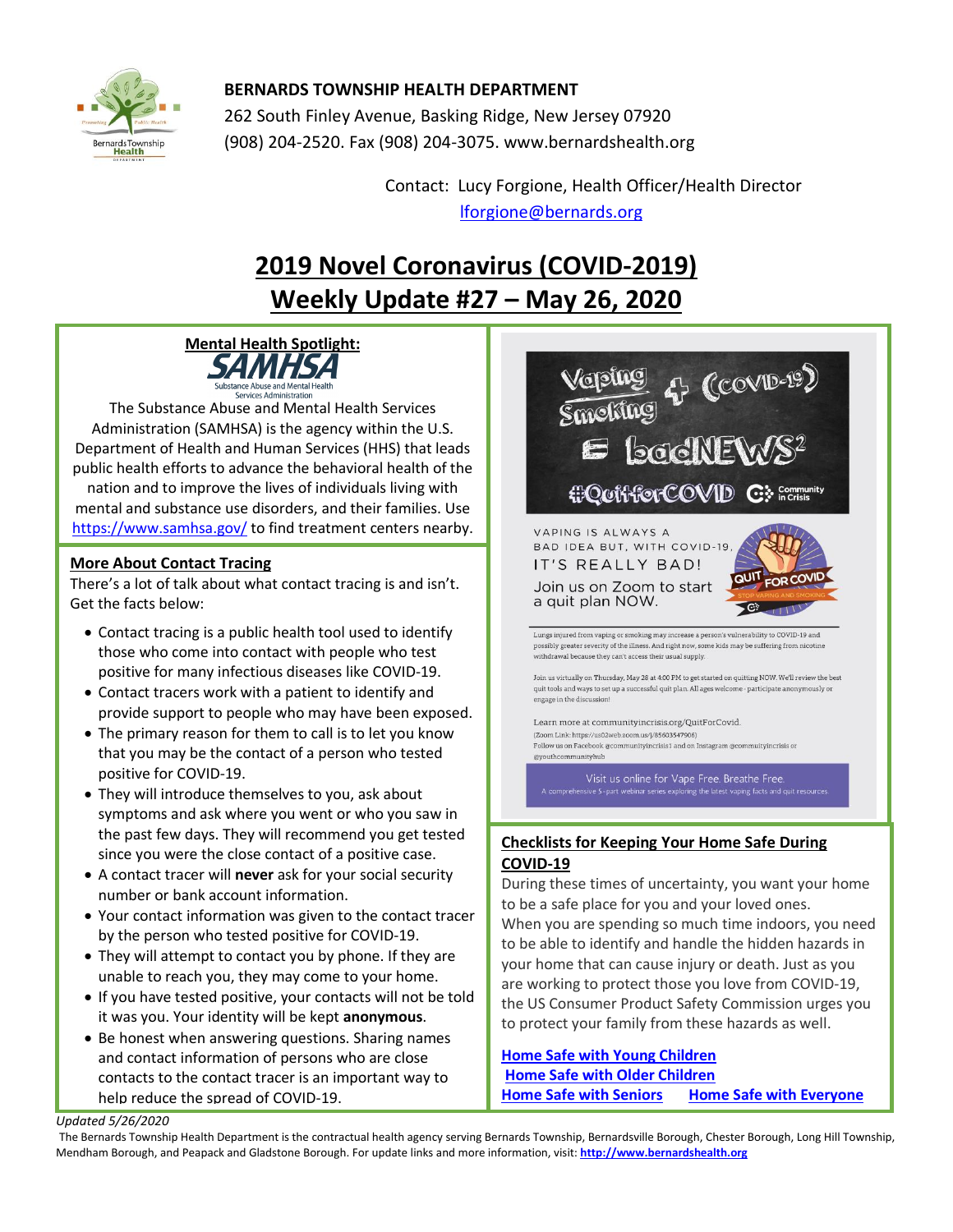**BERNARDS TOWNSHIP HEALTH DEPARTMENT**
262 South Finley Avenue, Basking Ridge, New Jersey 07920
(908) 204-2520. Fax (908) 204-3075. www.bernardshealth.org

Contact: Lucy Forgione, Health Officer/Health Director
lforgione@bernards.org

# 2019 Novel Coronavirus (COVID-2019) Weekly Update #27 – May 26, 2020

## Mental Health Spotlight:

SAMHSA
Substance Abuse and Mental Health Services Administration

The Substance Abuse and Mental Health Services Administration (SAMHSA) is the agency within the U.S. Department of Health and Human Services (HHS) that leads public health efforts to advance the behavioral health of the nation and to improve the lives of individuals living with mental and substance use disorders, and their families. Use https://www.samhsa.gov/ to find treatment centers nearby.

## More About Contact Tracing

There's a lot of talk about what contact tracing is and isn't. Get the facts below:

- Contact tracing is a public health tool used to identify those who come into contact with people who test positive for many infectious diseases like COVID-19.
- Contact tracers work with a patient to identify and provide support to people who may have been exposed.
- The primary reason for them to call is to let you know that you may be the contact of a person who tested positive for COVID-19.
- They will introduce themselves to you, ask about symptoms and ask where you went or who you saw in the past few days. They will recommend you get tested since you were the close contact of a positive case.
- A contact tracer will **never** ask for your social security number or bank account information.
- Your contact information was given to the contact tracer by the person who tested positive for COVID-19.
- They will attempt to contact you by phone. If they are unable to reach you, they may come to your home.
- If you have tested positive, your contacts will not be told it was you. Your identity will be kept **anonymous**.
- Be honest when answering questions. Sharing names and contact information of persons who are close contacts to the contact tracer is an important way to help reduce the spread of COVID-19.

## Vaping + Smoking + (COVID-19) = badNEWS²

#QuitforCOVID Community in Crisis

VAPING IS ALWAYS A BAD IDEA BUT, WITH COVID-19, IT'S REALLY BAD!

Join us on Zoom to start a quit plan NOW.

QUIT FOR COVID — STOP VAPING AND SMOKING

Lungs injured from vaping or smoking may increase a person's vulnerability to COVID-19 and possibly greater severity of the illness. And right now, some kids may be suffering from nicotine withdrawal because they can't access their usual supply.

Join us virtually on Thursday, May 28 at 4:00 PM to get started on quitting NOW. We'll review the best quit tools and ways to set up a successful quit plan. All ages welcome - participate anonymously or engage in the discussion!

Learn more at communityincrisis.org/QuitForCovid.
(Zoom Link: https://us02web.zoom.us/j/85603547906)
Follow us on Facebook @communityincrisis1 and on Instagram @communityincrisis or @youthcommunityhub

Visit us online for Vape Free. Breathe Free.
A comprehensive 5-part webinar series exploring the latest vaping facts and quit resources.

## Checklists for Keeping Your Home Safe During COVID-19

During these times of uncertainty, you want your home to be a safe place for you and your loved ones. When you are spending so much time indoors, you need to be able to identify and handle the hidden hazards in your home that can cause injury or death. Just as you are working to protect those you love from COVID-19, the US Consumer Product Safety Commission urges you to protect your family from these hazards as well.

**Home Safe with Young Children**
**Home Safe with Older Children**
**Home Safe with Seniors** **Home Safe with Everyone**

*Updated 5/26/2020*

The Bernards Township Health Department is the contractual health agency serving Bernards Township, Bernardsville Borough, Chester Borough, Long Hill Township, Mendham Borough, and Peapack and Gladstone Borough. For update links and more information, visit: **http://www.bernardshealth.org**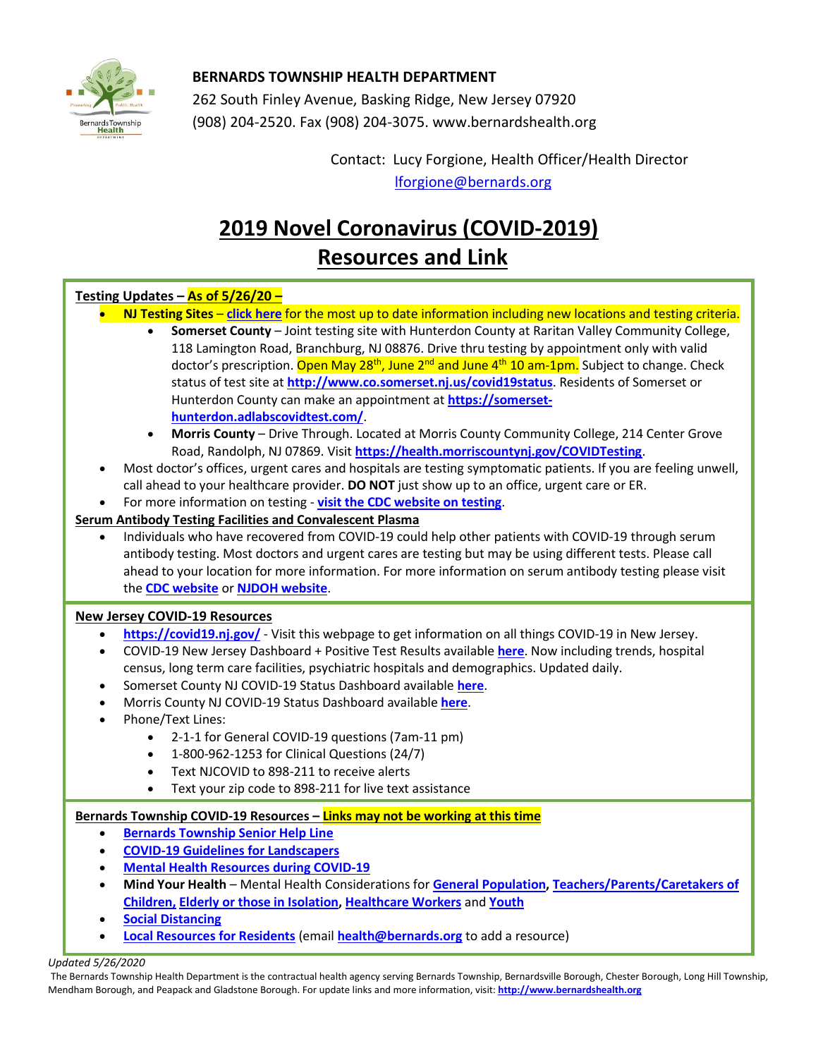**BERNARDS TOWNSHIP HEALTH DEPARTMENT**
262 South Finley Avenue, Basking Ridge, New Jersey 07920
(908) 204-2520. Fax (908) 204-3075. www.bernardshealth.org

Contact: Lucy Forgione, Health Officer/Health Director
lforgione@bernards.org

# 2019 Novel Coronavirus (COVID-2019) Resources and Link

**Testing Updates – As of 5/26/20 –**

- **NJ Testing Sites** – **click here** for the most up to date information including new locations and testing criteria.
  - **Somerset County** – Joint testing site with Hunterdon County at Raritan Valley Community College, 118 Lamington Road, Branchburg, NJ 08876. Drive thru testing by appointment only with valid doctor's prescription. Open May 28th, June 2nd and June 4th 10 am-1pm. Subject to change. Check status of test site at **http://www.co.somerset.nj.us/covid19status**. Residents of Somerset or Hunterdon County can make an appointment at **https://somerset-hunterdon.adlabscovidtest.com/**.
  - **Morris County** – Drive Through. Located at Morris County Community College, 214 Center Grove Road, Randolph, NJ 07869. Visit **https://health.morriscountynj.gov/COVIDTesting**.
- Most doctor's offices, urgent cares and hospitals are testing symptomatic patients. If you are feeling unwell, call ahead to your healthcare provider. **DO NOT** just show up to an office, urgent care or ER.
- For more information on testing - **visit the CDC website on testing**.

**Serum Antibody Testing Facilities and Convalescent Plasma**

- Individuals who have recovered from COVID-19 could help other patients with COVID-19 through serum antibody testing. Most doctors and urgent cares are testing but may be using different tests. Please call ahead to your location for more information. For more information on serum antibody testing please visit the **CDC website** or **NJDOH website**.

**New Jersey COVID-19 Resources**

- **https://covid19.nj.gov/** - Visit this webpage to get information on all things COVID-19 in New Jersey.
- COVID-19 New Jersey Dashboard + Positive Test Results available **here**. Now including trends, hospital census, long term care facilities, psychiatric hospitals and demographics. Updated daily.
- Somerset County NJ COVID-19 Status Dashboard available **here**.
- Morris County NJ COVID-19 Status Dashboard available **here**.
- Phone/Text Lines:
  - 2-1-1 for General COVID-19 questions (7am-11 pm)
  - 1-800-962-1253 for Clinical Questions (24/7)
  - Text NJCOVID to 898-211 to receive alerts
  - Text your zip code to 898-211 for live text assistance

**Bernards Township COVID-19 Resources – Links may not be working at this time**

- **Bernards Township Senior Help Line**
- **COVID-19 Guidelines for Landscapers**
- **Mental Health Resources during COVID-19**
- **Mind Your Health** – Mental Health Considerations for **General Population**, **Teachers/Parents/Caretakers of Children**, **Elderly or those in Isolation**, **Healthcare Workers** and **Youth**
- **Social Distancing**
- **Local Resources for Residents** (email **health@bernards.org** to add a resource)

*Updated 5/26/2020*

The Bernards Township Health Department is the contractual health agency serving Bernards Township, Bernardsville Borough, Chester Borough, Long Hill Township, Mendham Borough, and Peapack and Gladstone Borough. For update links and more information, visit: **http://www.bernardshealth.org**